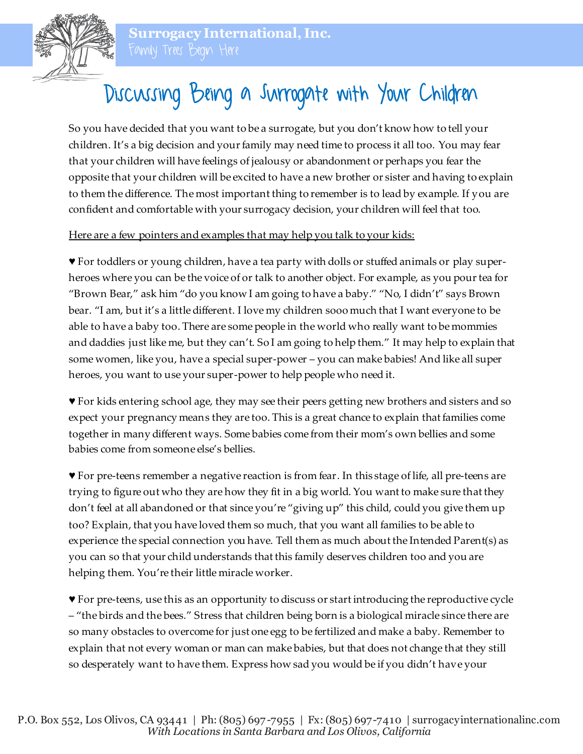**Surrogacy International, Inc.**
Family Trees Begin Here

# Discussing Being a Surrogate with Your Children

So you have decided that you want to be a surrogate, but you don't know how to tell your children. It's a big decision and your family may need time to process it all too. You may fear that your children will have feelings of jealousy or abandonment or perhaps you fear the opposite that your children will be excited to have a new brother or sister and having to explain to them the difference. The most important thing to remember is to lead by example. If you are confident and comfortable with your surrogacy decision, your children will feel that too.

Here are a few pointers and examples that may help you talk to your kids:

♥ For toddlers or young children, have a tea party with dolls or stuffed animals or play super-heroes where you can be the voice of or talk to another object. For example, as you pour tea for "Brown Bear," ask him "do you know I am going to have a baby." "No, I didn't" says Brown bear. "I am, but it's a little different. I love my children sooo much that I want everyone to be able to have a baby too. There are some people in the world who really want to be mommies and daddies just like me, but they can't. So I am going to help them." It may help to explain that some women, like you, have a special super-power – you can make babies! And like all super heroes, you want to use your super-power to help people who need it.

♥ For kids entering school age, they may see their peers getting new brothers and sisters and so expect your pregnancy means they are too. This is a great chance to explain that families come together in many different ways. Some babies come from their mom's own bellies and some babies come from someone else's bellies.

♥ For pre-teens remember a negative reaction is from fear. In this stage of life, all pre-teens are trying to figure out who they are how they fit in a big world. You want to make sure that they don't feel at all abandoned or that since you're "giving up" this child, could you give them up too? Explain, that you have loved them so much, that you want all families to be able to experience the special connection you have. Tell them as much about the Intended Parent(s) as you can so that your child understands that this family deserves children too and you are helping them. You're their little miracle worker.

♥ For pre-teens, use this as an opportunity to discuss or start introducing the reproductive cycle – "the birds and the bees." Stress that children being born is a biological miracle since there are so many obstacles to overcome for just one egg to be fertilized and make a baby. Remember to explain that not every woman or man can make babies, but that does not change that they still so desperately want to have them. Express how sad you would be if you didn't have your

P.O. Box 552, Los Olivos, CA 93441 | Ph: (805) 697-7955 | Fx: (805) 697-7410 | surrogacyinternationalinc.com
*With Locations in Santa Barbara and Los Olivos, California*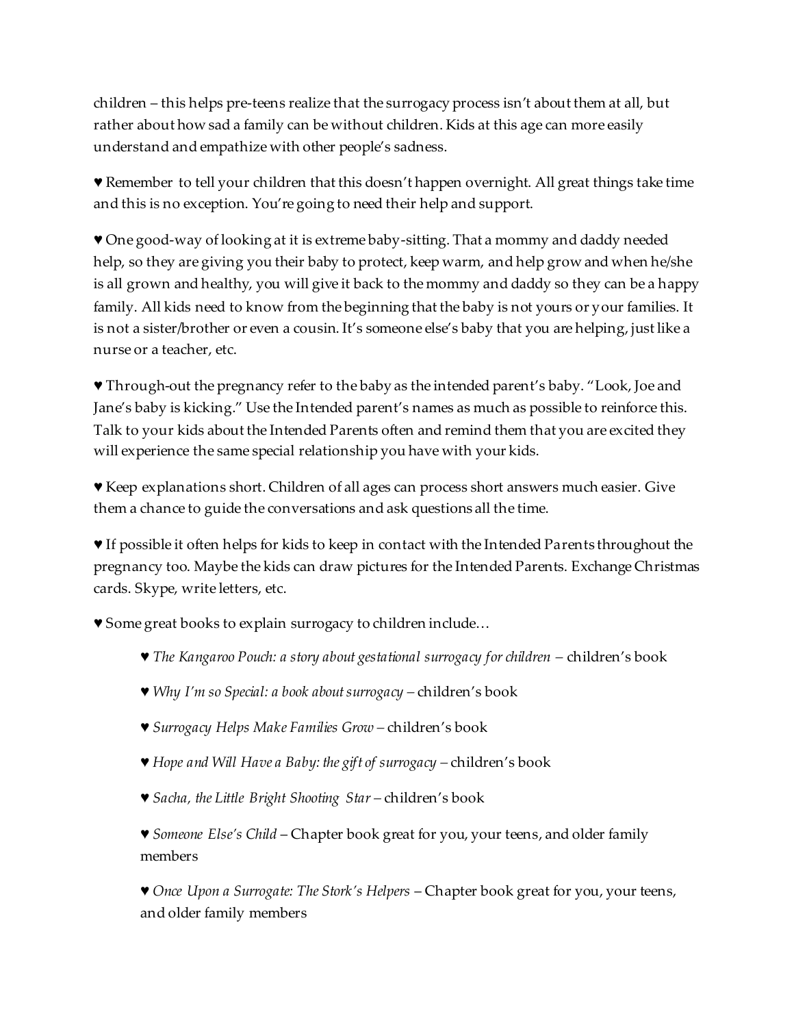children – this helps pre-teens realize that the surrogacy process isn't about them at all, but rather about how sad a family can be without children. Kids at this age can more easily understand and empathize with other people's sadness.

♥ Remember to tell your children that this doesn't happen overnight. All great things take time and this is no exception. You're going to need their help and support.

♥ One good-way of looking at it is extreme baby-sitting. That a mommy and daddy needed help, so they are giving you their baby to protect, keep warm, and help grow and when he/she is all grown and healthy, you will give it back to the mommy and daddy so they can be a happy family. All kids need to know from the beginning that the baby is not yours or your families. It is not a sister/brother or even a cousin. It's someone else's baby that you are helping, just like a nurse or a teacher, etc.

♥ Through-out the pregnancy refer to the baby as the intended parent's baby. "Look, Joe and Jane's baby is kicking." Use the Intended parent's names as much as possible to reinforce this. Talk to your kids about the Intended Parents often and remind them that you are excited they will experience the same special relationship you have with your kids.

♥ Keep explanations short. Children of all ages can process short answers much easier. Give them a chance to guide the conversations and ask questions all the time.

♥ If possible it often helps for kids to keep in contact with the Intended Parents throughout the pregnancy too. Maybe the kids can draw pictures for the Intended Parents. Exchange Christmas cards. Skype, write letters, etc.

♥ Some great books to explain surrogacy to children include…

- ♥ *The Kangaroo Pouch: a story about gestational surrogacy for children* – children's book
- ♥ *Why I'm so Special: a book about surrogacy* – children's book
- ♥ *Surrogacy Helps Make Families Grow* – children's book
- ♥ *Hope and Will Have a Baby: the gift of surrogacy* – children's book
- ♥ *Sacha, the Little Bright Shooting Star* – children's book
- ♥ *Someone Else's Child* – Chapter book great for you, your teens, and older family members
- ♥ *Once Upon a Surrogate: The Stork's Helpers* – Chapter book great for you, your teens, and older family members